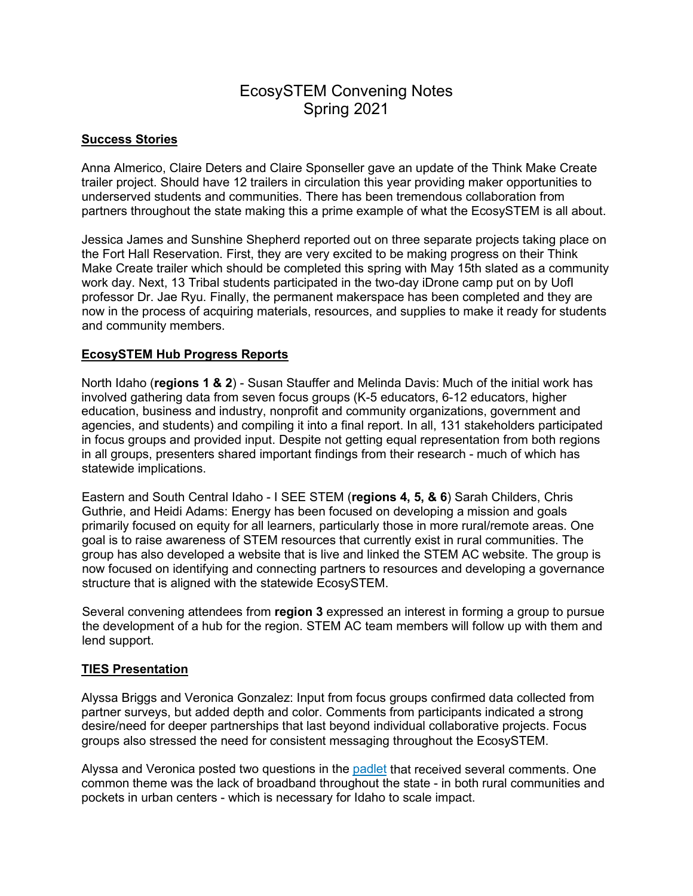# EcosySTEM Convening Notes
## Spring 2021

**Success Stories**

Anna Almerico, Claire Deters and Claire Sponseller gave an update of the Think Make Create trailer project. Should have 12 trailers in circulation this year providing maker opportunities to underserved students and communities. There has been tremendous collaboration from partners throughout the state making this a prime example of what the EcosySTEM is all about.

Jessica James and Sunshine Shepherd reported out on three separate projects taking place on the Fort Hall Reservation. First, they are very excited to be making progress on their Think Make Create trailer which should be completed this spring with May 15th slated as a community work day. Next, 13 Tribal students participated in the two-day iDrone camp put on by UofI professor Dr. Jae Ryu. Finally, the permanent makerspace has been completed and they are now in the process of acquiring materials, resources, and supplies to make it ready for students and community members.

**EcosySTEM Hub Progress Reports**

North Idaho (**regions 1 & 2**) - Susan Stauffer and Melinda Davis: Much of the initial work has involved gathering data from seven focus groups (K-5 educators, 6-12 educators, higher education, business and industry, nonprofit and community organizations, government and agencies, and students) and compiling it into a final report. In all, 131 stakeholders participated in focus groups and provided input. Despite not getting equal representation from both regions in all groups, presenters shared important findings from their research - much of which has statewide implications.

Eastern and South Central Idaho - I SEE STEM (**regions 4, 5, & 6**) Sarah Childers, Chris Guthrie, and Heidi Adams: Energy has been focused on developing a mission and goals primarily focused on equity for all learners, particularly those in more rural/remote areas. One goal is to raise awareness of STEM resources that currently exist in rural communities. The group has also developed a website that is live and linked the STEM AC website. The group is now focused on identifying and connecting partners to resources and developing a governance structure that is aligned with the statewide EcosySTEM.

Several convening attendees from **region 3** expressed an interest in forming a group to pursue the development of a hub for the region. STEM AC team members will follow up with them and lend support.

**TIES Presentation**

Alyssa Briggs and Veronica Gonzalez: Input from focus groups confirmed data collected from partner surveys, but added depth and color. Comments from participants indicated a strong desire/need for deeper partnerships that last beyond individual collaborative projects. Focus groups also stressed the need for consistent messaging throughout the EcosySTEM.

Alyssa and Veronica posted two questions in the padlet that received several comments. One common theme was the lack of broadband throughout the state - in both rural communities and pockets in urban centers - which is necessary for Idaho to scale impact.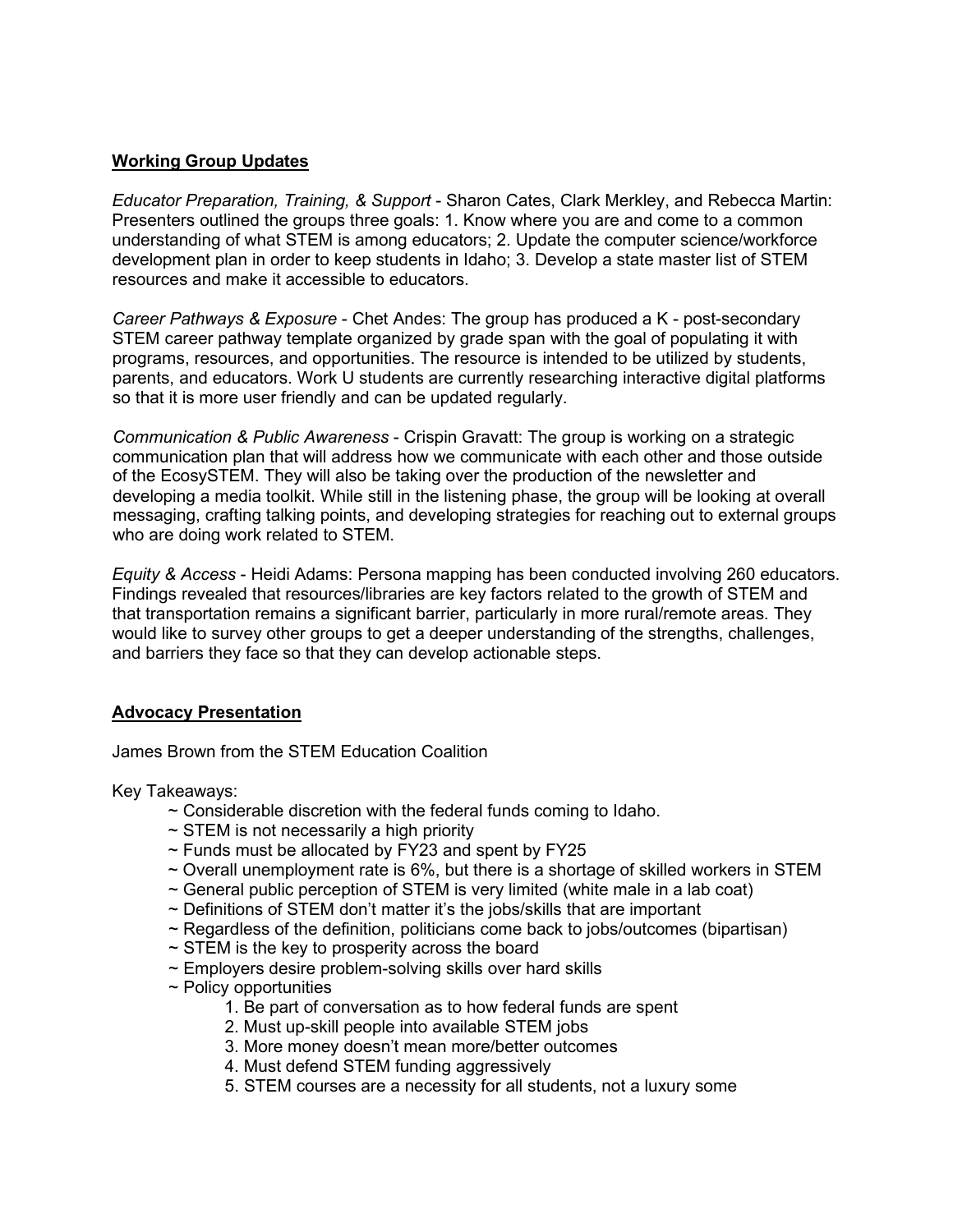## Working Group Updates

*Educator Preparation, Training, & Support* - Sharon Cates, Clark Merkley, and Rebecca Martin: Presenters outlined the groups three goals: 1. Know where you are and come to a common understanding of what STEM is among educators; 2. Update the computer science/workforce development plan in order to keep students in Idaho; 3. Develop a state master list of STEM resources and make it accessible to educators.

*Career Pathways & Exposure* - Chet Andes: The group has produced a K - post-secondary STEM career pathway template organized by grade span with the goal of populating it with programs, resources, and opportunities. The resource is intended to be utilized by students, parents, and educators. Work U students are currently researching interactive digital platforms so that it is more user friendly and can be updated regularly.

*Communication & Public Awareness* - Crispin Gravatt: The group is working on a strategic communication plan that will address how we communicate with each other and those outside of the EcosySTEM. They will also be taking over the production of the newsletter and developing a media toolkit. While still in the listening phase, the group will be looking at overall messaging, crafting talking points, and developing strategies for reaching out to external groups who are doing work related to STEM.

*Equity & Access* - Heidi Adams: Persona mapping has been conducted involving 260 educators. Findings revealed that resources/libraries are key factors related to the growth of STEM and that transportation remains a significant barrier, particularly in more rural/remote areas. They would like to survey other groups to get a deeper understanding of the strengths, challenges, and barriers they face so that they can develop actionable steps.

## Advocacy Presentation

James Brown from the STEM Education Coalition

Key Takeaways:

- ~ Considerable discretion with the federal funds coming to Idaho.
- ~ STEM is not necessarily a high priority
- ~ Funds must be allocated by FY23 and spent by FY25
- ~ Overall unemployment rate is 6%, but there is a shortage of skilled workers in STEM
- ~ General public perception of STEM is very limited (white male in a lab coat)
- ~ Definitions of STEM don't matter it's the jobs/skills that are important
- ~ Regardless of the definition, politicians come back to jobs/outcomes (bipartisan)
- ~ STEM is the key to prosperity across the board
- ~ Employers desire problem-solving skills over hard skills
- ~ Policy opportunities
    1. Be part of conversation as to how federal funds are spent
    2. Must up-skill people into available STEM jobs
    3. More money doesn't mean more/better outcomes
    4. Must defend STEM funding aggressively
    5. STEM courses are a necessity for all students, not a luxury some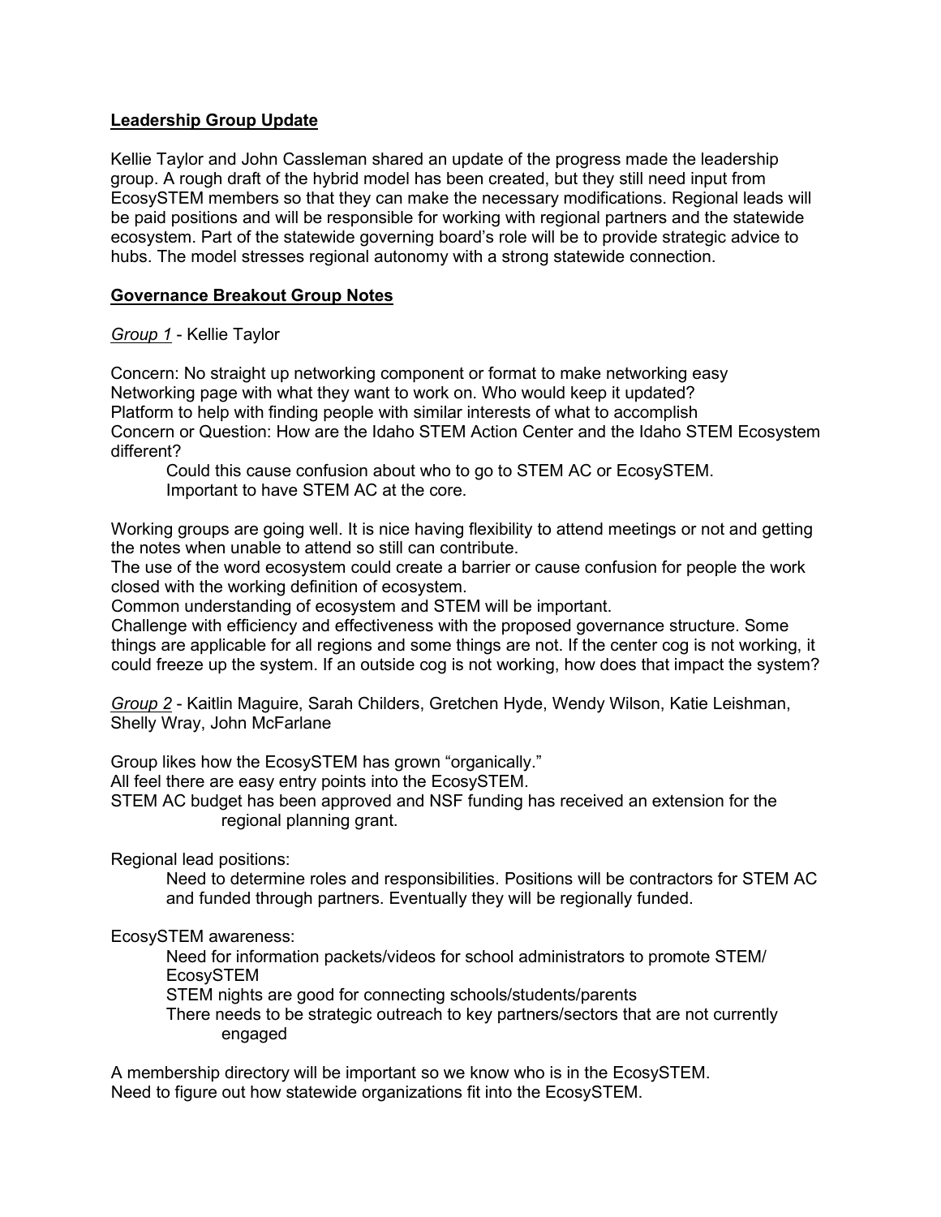## Leadership Group Update

Kellie Taylor and John Cassleman shared an update of the progress made the leadership group. A rough draft of the hybrid model has been created, but they still need input from EcosySTEM members so that they can make the necessary modifications. Regional leads will be paid positions and will be responsible for working with regional partners and the statewide ecosystem. Part of the statewide governing board's role will be to provide strategic advice to hubs. The model stresses regional autonomy with a strong statewide connection.

## Governance Breakout Group Notes

*Group 1* - Kellie Taylor

Concern: No straight up networking component or format to make networking easy
Networking page with what they want to work on. Who would keep it updated?
Platform to help with finding people with similar interests of what to accomplish
Concern or Question: How are the Idaho STEM Action Center and the Idaho STEM Ecosystem different?

> Could this cause confusion about who to go to STEM AC or EcosySTEM.
> Important to have STEM AC at the core.

Working groups are going well. It is nice having flexibility to attend meetings or not and getting the notes when unable to attend so still can contribute.
The use of the word ecosystem could create a barrier or cause confusion for people the work closed with the working definition of ecosystem.
Common understanding of ecosystem and STEM will be important.
Challenge with efficiency and effectiveness with the proposed governance structure. Some things are applicable for all regions and some things are not. If the center cog is not working, it could freeze up the system. If an outside cog is not working, how does that impact the system?

*Group 2* - Kaitlin Maguire, Sarah Childers, Gretchen Hyde, Wendy Wilson, Katie Leishman, Shelly Wray, John McFarlane

Group likes how the EcosySTEM has grown "organically."
All feel there are easy entry points into the EcosySTEM.
STEM AC budget has been approved and NSF funding has received an extension for the regional planning grant.

Regional lead positions:

> Need to determine roles and responsibilities. Positions will be contractors for STEM AC and funded through partners. Eventually they will be regionally funded.

EcosySTEM awareness:

> Need for information packets/videos for school administrators to promote STEM/ EcosySTEM
> STEM nights are good for connecting schools/students/parents
> There needs to be strategic outreach to key partners/sectors that are not currently engaged

A membership directory will be important so we know who is in the EcosySTEM.
Need to figure out how statewide organizations fit into the EcosySTEM.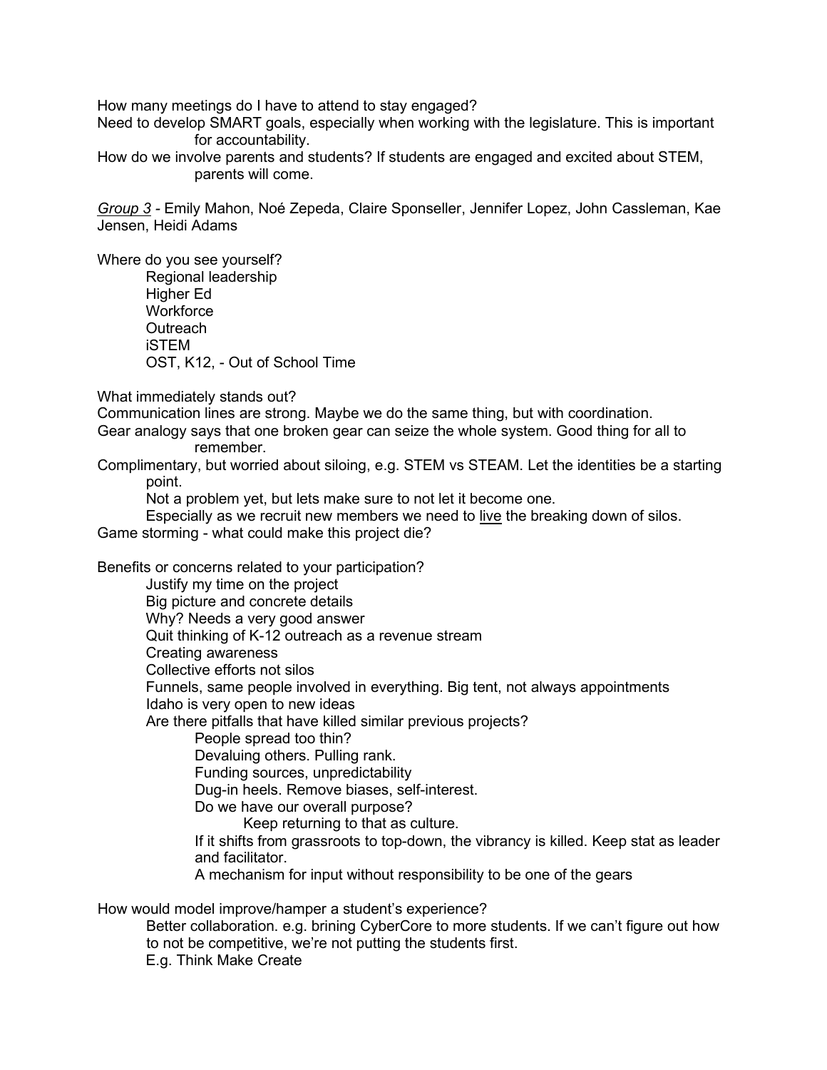How many meetings do I have to attend to stay engaged?

Need to develop SMART goals, especially when working with the legislature. This is important for accountability.

How do we involve parents and students? If students are engaged and excited about STEM, parents will come.

*Group 3* - Emily Mahon, Noé Zepeda, Claire Sponseller, Jennifer Lopez, John Cassleman, Kae Jensen, Heidi Adams

Where do you see yourself?

- Regional leadership
- Higher Ed
- Workforce
- Outreach
- iSTEM
- OST, K12, - Out of School Time

What immediately stands out?

Communication lines are strong. Maybe we do the same thing, but with coordination.

Gear analogy says that one broken gear can seize the whole system. Good thing for all to remember.

Complimentary, but worried about siloing, e.g. STEM vs STEAM. Let the identities be a starting point.

- Not a problem yet, but lets make sure to not let it become one.
- Especially as we recruit new members we need to <u>live</u> the breaking down of silos.

Game storming - what could make this project die?

Benefits or concerns related to your participation?

- Justify my time on the project
- Big picture and concrete details
- Why? Needs a very good answer
- Quit thinking of K-12 outreach as a revenue stream
- Creating awareness
- Collective efforts not silos
- Funnels, same people involved in everything. Big tent, not always appointments
- Idaho is very open to new ideas
- Are there pitfalls that have killed similar previous projects?
  - People spread too thin?
  - Devaluing others. Pulling rank.
  - Funding sources, unpredictability
  - Dug-in heels. Remove biases, self-interest.
  - Do we have our overall purpose?
    - Keep returning to that as culture.
  - If it shifts from grassroots to top-down, the vibrancy is killed. Keep stat as leader and facilitator.
  - A mechanism for input without responsibility to be one of the gears

How would model improve/hamper a student's experience?

- Better collaboration. e.g. brining CyberCore to more students. If we can't figure out how to not be competitive, we're not putting the students first.
- E.g. Think Make Create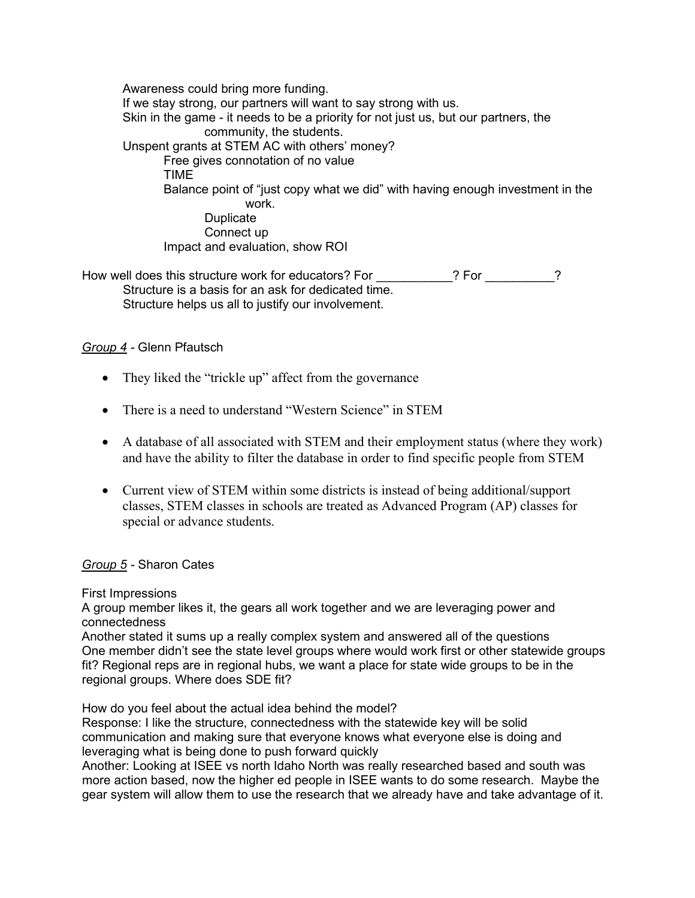Awareness could bring more funding.
If we stay strong, our partners will want to say strong with us.
Skin in the game - it needs to be a priority for not just us, but our partners, the community, the students.
Unspent grants at STEM AC with others' money?
- Free gives connotation of no value
- TIME
- Balance point of "just copy what we did" with having enough investment in the work.
  - Duplicate
  - Connect up
- Impact and evaluation, show ROI

How well does this structure work for educators? For ___________? For __________?
- Structure is a basis for an ask for dedicated time.
- Structure helps us all to justify our involvement.

*Group 4* - Glenn Pfautsch

- They liked the "trickle up" affect from the governance
- There is a need to understand "Western Science" in STEM
- A database of all associated with STEM and their employment status (where they work) and have the ability to filter the database in order to find specific people from STEM
- Current view of STEM within some districts is instead of being additional/support classes, STEM classes in schools are treated as Advanced Program (AP) classes for special or advance students.

*Group 5* - Sharon Cates

First Impressions
A group member likes it, the gears all work together and we are leveraging power and connectedness
Another stated it sums up a really complex system and answered all of the questions
One member didn't see the state level groups where would work first or other statewide groups fit? Regional reps are in regional hubs, we want a place for state wide groups to be in the regional groups. Where does SDE fit?

How do you feel about the actual idea behind the model?
Response: I like the structure, connectedness with the statewide key will be solid communication and making sure that everyone knows what everyone else is doing and leveraging what is being done to push forward quickly
Another: Looking at ISEE vs north Idaho North was really researched based and south was more action based, now the higher ed people in ISEE wants to do some research. Maybe the gear system will allow them to use the research that we already have and take advantage of it.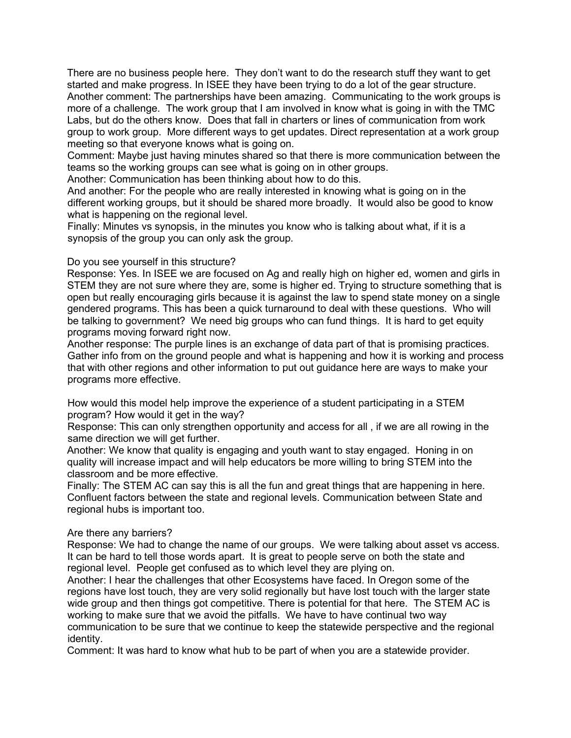There are no business people here. They don't want to do the research stuff they want to get started and make progress. In ISEE they have been trying to do a lot of the gear structure.
Another comment: The partnerships have been amazing. Communicating to the work groups is more of a challenge. The work group that I am involved in know what is going in with the TMC Labs, but do the others know. Does that fall in charters or lines of communication from work group to work group. More different ways to get updates. Direct representation at a work group meeting so that everyone knows what is going on.
Comment: Maybe just having minutes shared so that there is more communication between the teams so the working groups can see what is going on in other groups.
Another: Communication has been thinking about how to do this.
And another: For the people who are really interested in knowing what is going on in the different working groups, but it should be shared more broadly. It would also be good to know what is happening on the regional level.
Finally: Minutes vs synopsis, in the minutes you know who is talking about what, if it is a synopsis of the group you can only ask the group.

Do you see yourself in this structure?
Response: Yes. In ISEE we are focused on Ag and really high on higher ed, women and girls in STEM they are not sure where they are, some is higher ed. Trying to structure something that is open but really encouraging girls because it is against the law to spend state money on a single gendered programs. This has been a quick turnaround to deal with these questions. Who will be talking to government? We need big groups who can fund things. It is hard to get equity programs moving forward right now.
Another response: The purple lines is an exchange of data part of that is promising practices. Gather info from on the ground people and what is happening and how it is working and process that with other regions and other information to put out guidance here are ways to make your programs more effective.

How would this model help improve the experience of a student participating in a STEM program? How would it get in the way?
Response: This can only strengthen opportunity and access for all , if we are all rowing in the same direction we will get further.
Another: We know that quality is engaging and youth want to stay engaged. Honing in on quality will increase impact and will help educators be more willing to bring STEM into the classroom and be more effective.
Finally: The STEM AC can say this is all the fun and great things that are happening in here. Confluent factors between the state and regional levels. Communication between State and regional hubs is important too.

Are there any barriers?
Response: We had to change the name of our groups. We were talking about asset vs access. It can be hard to tell those words apart. It is great to people serve on both the state and regional level. People get confused as to which level they are plying on.
Another: I hear the challenges that other Ecosystems have faced. In Oregon some of the regions have lost touch, they are very solid regionally but have lost touch with the larger state wide group and then things got competitive. There is potential for that here. The STEM AC is working to make sure that we avoid the pitfalls. We have to have continual two way communication to be sure that we continue to keep the statewide perspective and the regional identity.
Comment: It was hard to know what hub to be part of when you are a statewide provider.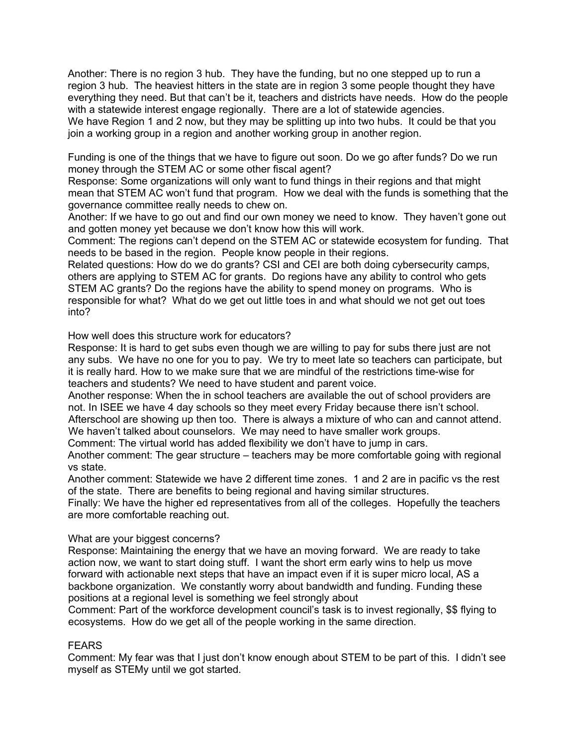Another: There is no region 3 hub. They have the funding, but no one stepped up to run a region 3 hub. The heaviest hitters in the state are in region 3 some people thought they have everything they need. But that can't be it, teachers and districts have needs. How do the people with a statewide interest engage regionally. There are a lot of statewide agencies.
We have Region 1 and 2 now, but they may be splitting up into two hubs. It could be that you join a working group in a region and another working group in another region.

Funding is one of the things that we have to figure out soon. Do we go after funds? Do we run money through the STEM AC or some other fiscal agent?
Response: Some organizations will only want to fund things in their regions and that might mean that STEM AC won't fund that program. How we deal with the funds is something that the governance committee really needs to chew on.
Another: If we have to go out and find our own money we need to know. They haven't gone out and gotten money yet because we don't know how this will work.
Comment: The regions can't depend on the STEM AC or statewide ecosystem for funding. That needs to be based in the region. People know people in their regions.
Related questions: How do we do grants? CSI and CEI are both doing cybersecurity camps, others are applying to STEM AC for grants. Do regions have any ability to control who gets STEM AC grants? Do the regions have the ability to spend money on programs. Who is responsible for what? What do we get out little toes in and what should we not get out toes into?

How well does this structure work for educators?
Response: It is hard to get subs even though we are willing to pay for subs there just are not any subs. We have no one for you to pay. We try to meet late so teachers can participate, but it is really hard. How to we make sure that we are mindful of the restrictions time-wise for teachers and students? We need to have student and parent voice.
Another response: When the in school teachers are available the out of school providers are not. In ISEE we have 4 day schools so they meet every Friday because there isn't school. Afterschool are showing up then too. There is always a mixture of who can and cannot attend. We haven't talked about counselors. We may need to have smaller work groups.
Comment: The virtual world has added flexibility we don't have to jump in cars.
Another comment: The gear structure – teachers may be more comfortable going with regional vs state.
Another comment: Statewide we have 2 different time zones. 1 and 2 are in pacific vs the rest of the state. There are benefits to being regional and having similar structures.
Finally: We have the higher ed representatives from all of the colleges. Hopefully the teachers are more comfortable reaching out.

What are your biggest concerns?
Response: Maintaining the energy that we have an moving forward. We are ready to take action now, we want to start doing stuff. I want the short erm early wins to help us move forward with actionable next steps that have an impact even if it is super micro local, AS a backbone organization. We constantly worry about bandwidth and funding. Funding these positions at a regional level is something we feel strongly about
Comment: Part of the workforce development council's task is to invest regionally, $$ flying to ecosystems. How do we get all of the people working in the same direction.

FEARS
Comment: My fear was that I just don't know enough about STEM to be part of this. I didn't see myself as STEMy until we got started.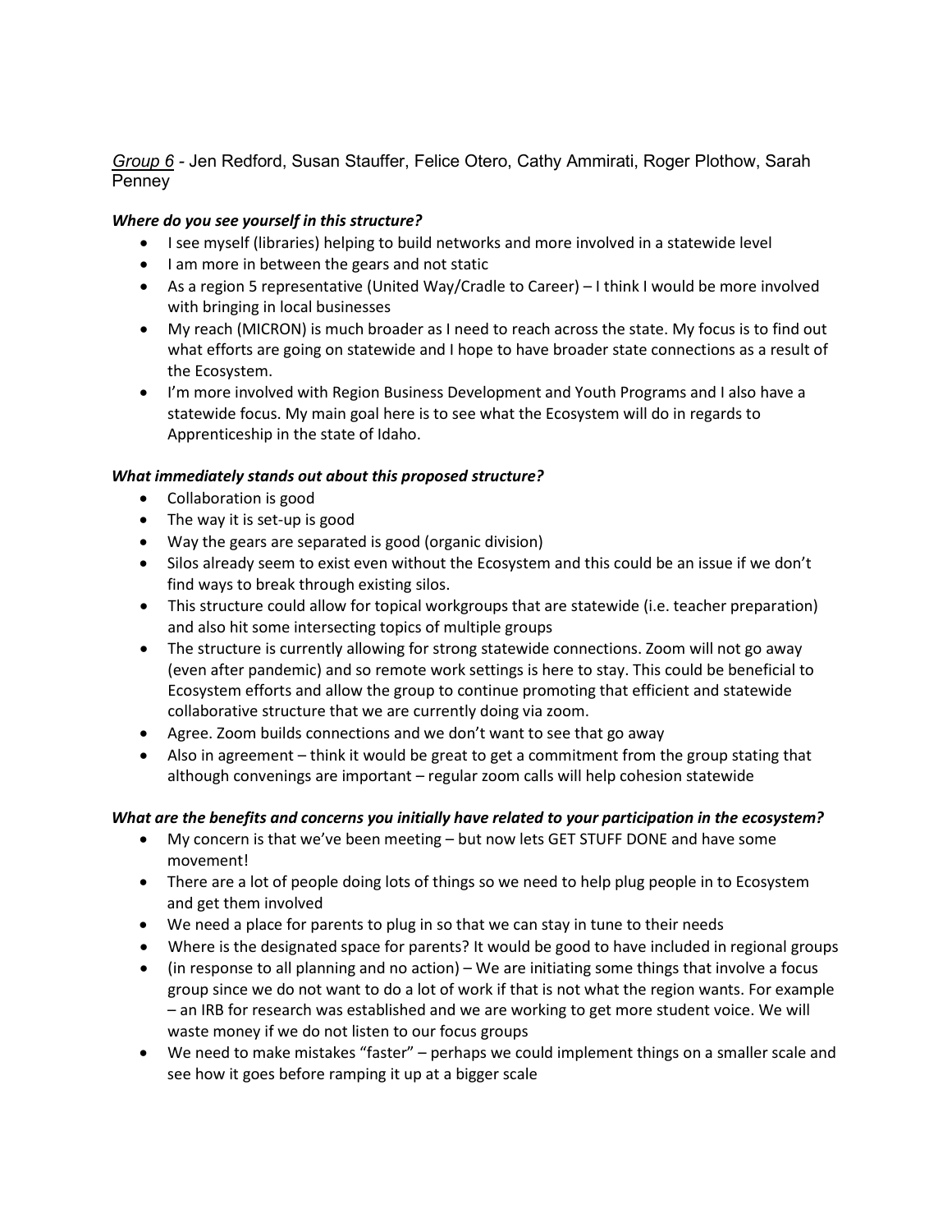*Group 6* - Jen Redford, Susan Stauffer, Felice Otero, Cathy Ammirati, Roger Plothow, Sarah Penney

***Where do you see yourself in this structure?***

- I see myself (libraries) helping to build networks and more involved in a statewide level
- I am more in between the gears and not static
- As a region 5 representative (United Way/Cradle to Career) – I think I would be more involved with bringing in local businesses
- My reach (MICRON) is much broader as I need to reach across the state. My focus is to find out what efforts are going on statewide and I hope to have broader state connections as a result of the Ecosystem.
- I'm more involved with Region Business Development and Youth Programs and I also have a statewide focus. My main goal here is to see what the Ecosystem will do in regards to Apprenticeship in the state of Idaho.

***What immediately stands out about this proposed structure?***

- Collaboration is good
- The way it is set-up is good
- Way the gears are separated is good (organic division)
- Silos already seem to exist even without the Ecosystem and this could be an issue if we don't find ways to break through existing silos.
- This structure could allow for topical workgroups that are statewide (i.e. teacher preparation) and also hit some intersecting topics of multiple groups
- The structure is currently allowing for strong statewide connections. Zoom will not go away (even after pandemic) and so remote work settings is here to stay. This could be beneficial to Ecosystem efforts and allow the group to continue promoting that efficient and statewide collaborative structure that we are currently doing via zoom.
- Agree. Zoom builds connections and we don't want to see that go away
- Also in agreement – think it would be great to get a commitment from the group stating that although convenings are important – regular zoom calls will help cohesion statewide

***What are the benefits and concerns you initially have related to your participation in the ecosystem?***

- My concern is that we've been meeting – but now lets GET STUFF DONE and have some movement!
- There are a lot of people doing lots of things so we need to help plug people in to Ecosystem and get them involved
- We need a place for parents to plug in so that we can stay in tune to their needs
- Where is the designated space for parents? It would be good to have included in regional groups
- (in response to all planning and no action) – We are initiating some things that involve a focus group since we do not want to do a lot of work if that is not what the region wants. For example – an IRB for research was established and we are working to get more student voice. We will waste money if we do not listen to our focus groups
- We need to make mistakes "faster" – perhaps we could implement things on a smaller scale and see how it goes before ramping it up at a bigger scale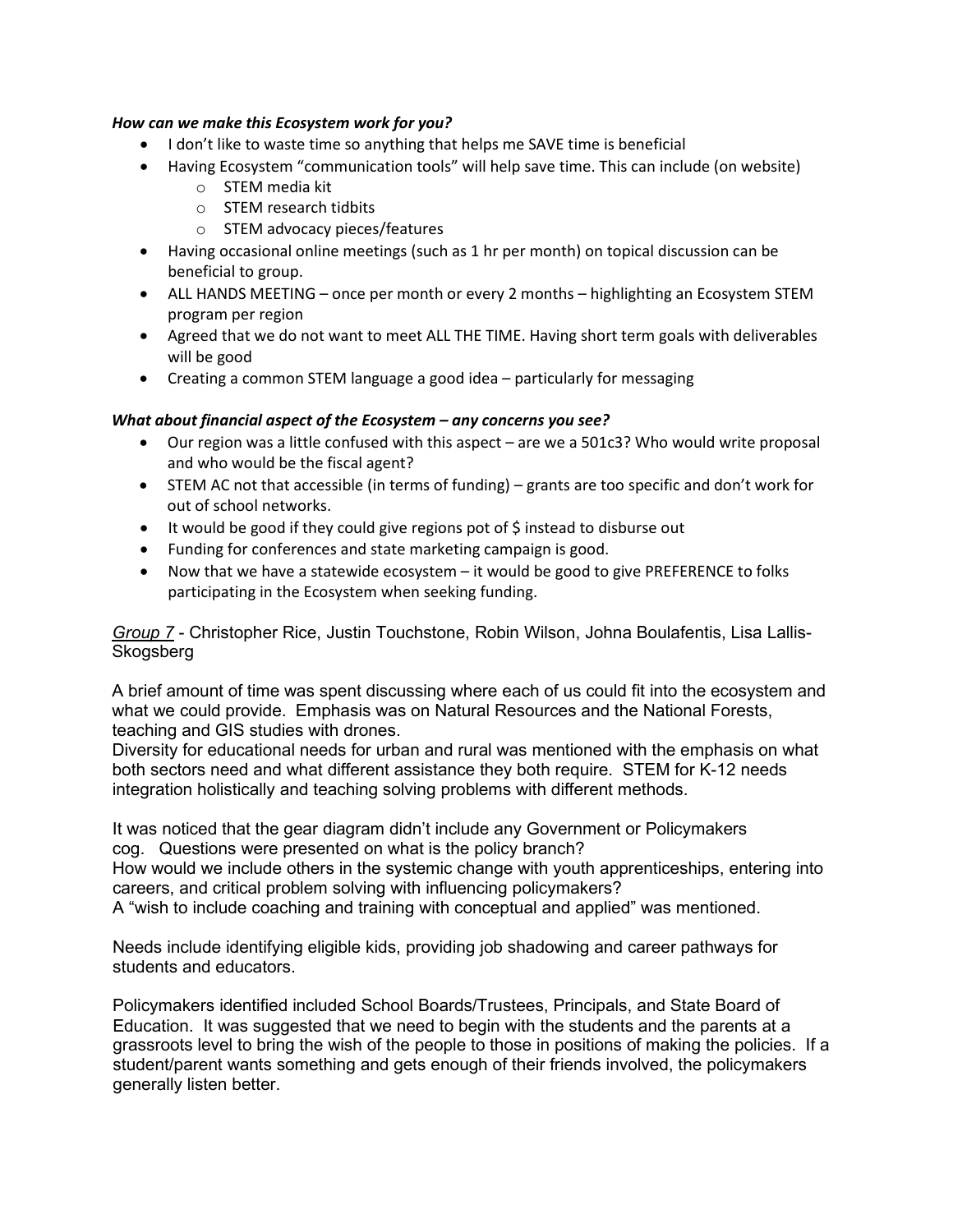***How can we make this Ecosystem work for you?***

- I don't like to waste time so anything that helps me SAVE time is beneficial
- Having Ecosystem "communication tools" will help save time. This can include (on website)
  - STEM media kit
  - STEM research tidbits
  - STEM advocacy pieces/features
- Having occasional online meetings (such as 1 hr per month) on topical discussion can be beneficial to group.
- ALL HANDS MEETING – once per month or every 2 months – highlighting an Ecosystem STEM program per region
- Agreed that we do not want to meet ALL THE TIME. Having short term goals with deliverables will be good
- Creating a common STEM language a good idea – particularly for messaging

***What about financial aspect of the Ecosystem – any concerns you see?***

- Our region was a little confused with this aspect – are we a 501c3? Who would write proposal and who would be the fiscal agent?
- STEM AC not that accessible (in terms of funding) – grants are too specific and don't work for out of school networks.
- It would be good if they could give regions pot of $ instead to disburse out
- Funding for conferences and state marketing campaign is good.
- Now that we have a statewide ecosystem – it would be good to give PREFERENCE to folks participating in the Ecosystem when seeking funding.

*<u>Group 7</u>* - Christopher Rice, Justin Touchstone, Robin Wilson, Johna Boulafentis, Lisa Lallis-Skogsberg

A brief amount of time was spent discussing where each of us could fit into the ecosystem and what we could provide. Emphasis was on Natural Resources and the National Forests, teaching and GIS studies with drones.
Diversity for educational needs for urban and rural was mentioned with the emphasis on what both sectors need and what different assistance they both require. STEM for K-12 needs integration holistically and teaching solving problems with different methods.

It was noticed that the gear diagram didn't include any Government or Policymakers cog. Questions were presented on what is the policy branch?
How would we include others in the systemic change with youth apprenticeships, entering into careers, and critical problem solving with influencing policymakers?
A "wish to include coaching and training with conceptual and applied" was mentioned.

Needs include identifying eligible kids, providing job shadowing and career pathways for students and educators.

Policymakers identified included School Boards/Trustees, Principals, and State Board of Education. It was suggested that we need to begin with the students and the parents at a grassroots level to bring the wish of the people to those in positions of making the policies. If a student/parent wants something and gets enough of their friends involved, the policymakers generally listen better.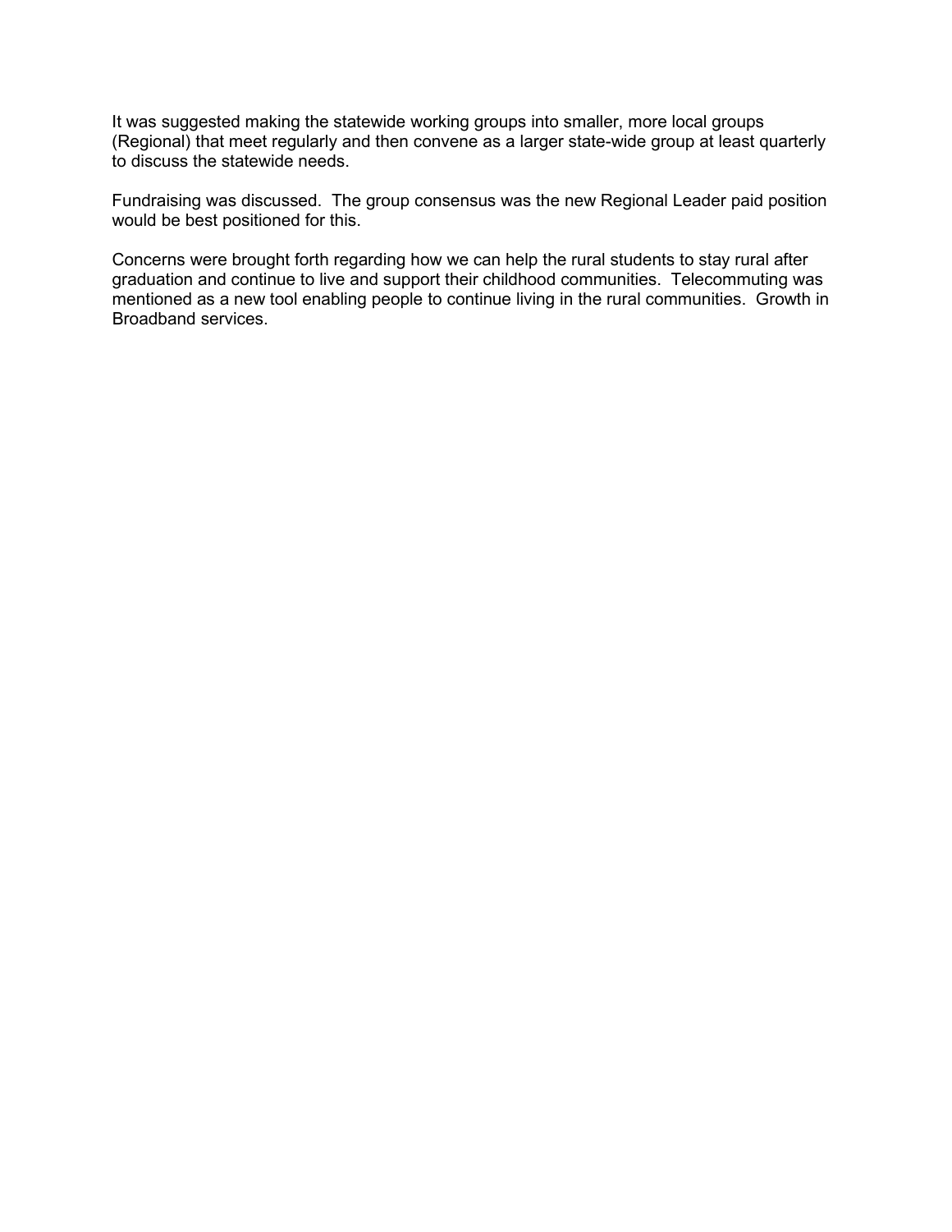It was suggested making the statewide working groups into smaller, more local groups (Regional) that meet regularly and then convene as a larger state-wide group at least quarterly to discuss the statewide needs.

Fundraising was discussed. The group consensus was the new Regional Leader paid position would be best positioned for this.

Concerns were brought forth regarding how we can help the rural students to stay rural after graduation and continue to live and support their childhood communities. Telecommuting was mentioned as a new tool enabling people to continue living in the rural communities. Growth in Broadband services.